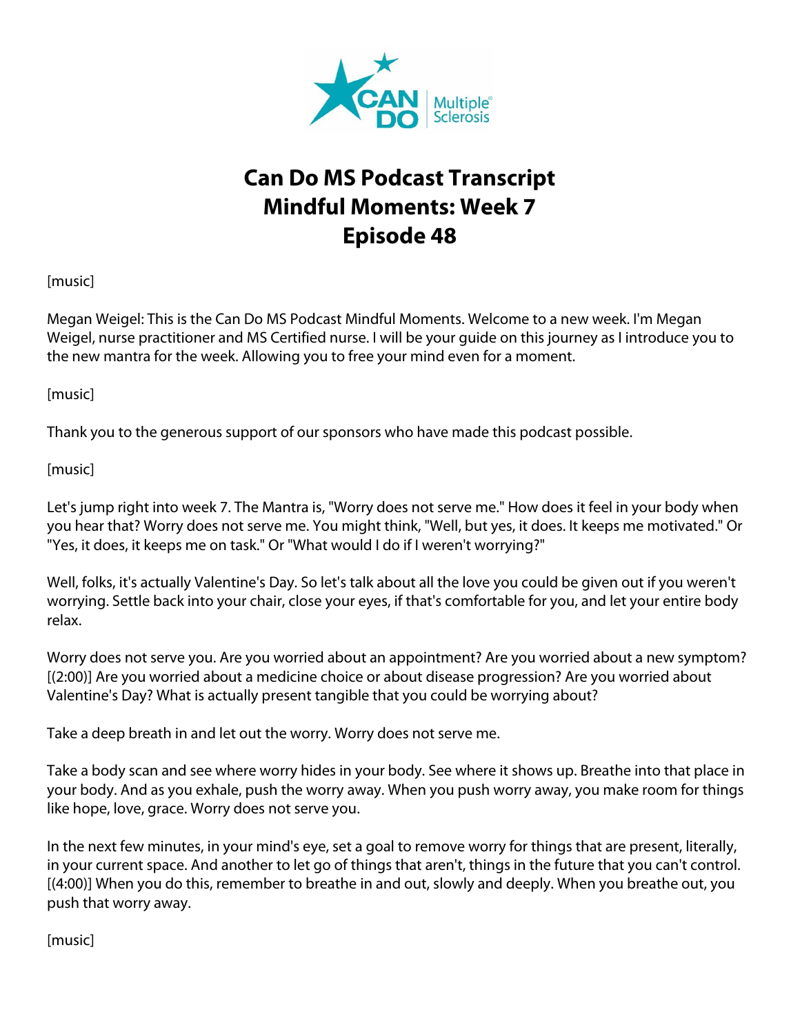# Can Do MS Podcast Transcript
# Mindful Moments: Week 7
# Episode 48

[music]

Megan Weigel: This is the Can Do MS Podcast Mindful Moments. Welcome to a new week. I'm Megan Weigel, nurse practitioner and MS Certified nurse. I will be your guide on this journey as I introduce you to the new mantra for the week. Allowing you to free your mind even for a moment.

[music]

Thank you to the generous support of our sponsors who have made this podcast possible.

[music]

Let's jump right into week 7. The Mantra is, "Worry does not serve me." How does it feel in your body when you hear that? Worry does not serve me. You might think, "Well, but yes, it does. It keeps me motivated." Or "Yes, it does, it keeps me on task." Or "What would I do if I weren't worrying?"

Well, folks, it's actually Valentine's Day. So let's talk about all the love you could be given out if you weren't worrying. Settle back into your chair, close your eyes, if that's comfortable for you, and let your entire body relax.

Worry does not serve you. Are you worried about an appointment? Are you worried about a new symptom? [(2:00)] Are you worried about a medicine choice or about disease progression? Are you worried about Valentine's Day? What is actually present tangible that you could be worrying about?

Take a deep breath in and let out the worry. Worry does not serve me.

Take a body scan and see where worry hides in your body. See where it shows up. Breathe into that place in your body. And as you exhale, push the worry away. When you push worry away, you make room for things like hope, love, grace. Worry does not serve you.

In the next few minutes, in your mind's eye, set a goal to remove worry for things that are present, literally, in your current space. And another to let go of things that aren't, things in the future that you can't control. [(4:00)] When you do this, remember to breathe in and out, slowly and deeply. When you breathe out, you push that worry away.

[music]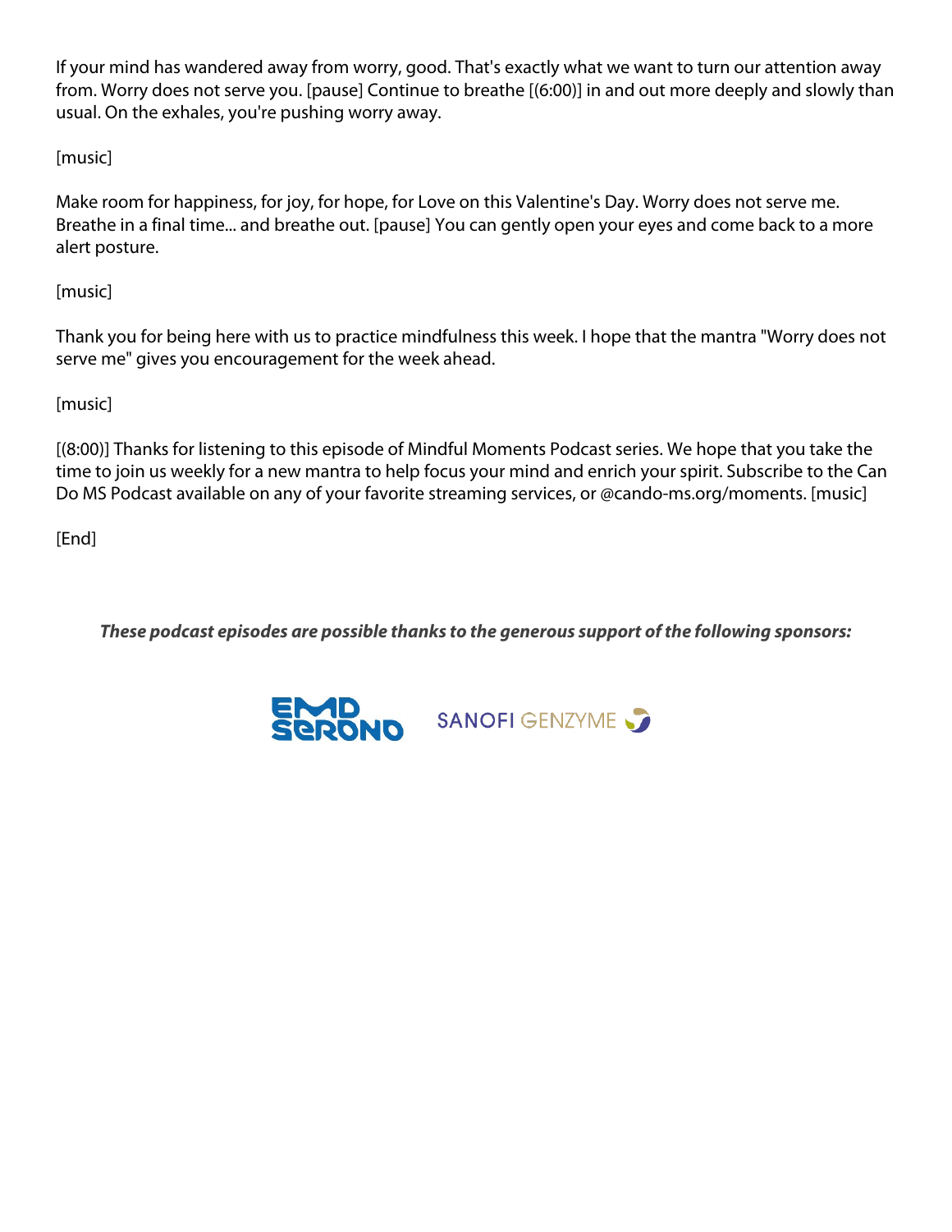If your mind has wandered away from worry, good. That's exactly what we want to turn our attention away from. Worry does not serve you. [pause] Continue to breathe [(6:00)] in and out more deeply and slowly than usual. On the exhales, you're pushing worry away.

[music]

Make room for happiness, for joy, for hope, for Love on this Valentine's Day. Worry does not serve me. Breathe in a final time... and breathe out. [pause] You can gently open your eyes and come back to a more alert posture.

[music]

Thank you for being here with us to practice mindfulness this week. I hope that the mantra "Worry does not serve me" gives you encouragement for the week ahead.

[music]

[(8:00)] Thanks for listening to this episode of Mindful Moments Podcast series. We hope that you take the time to join us weekly for a new mantra to help focus your mind and enrich your spirit. Subscribe to the Can Do MS Podcast available on any of your favorite streaming services, or @cando-ms.org/moments. [music]

[End]

***These podcast episodes are possible thanks to the generous support of the following sponsors:***

EMD SERONO

SANOFI GENZYME